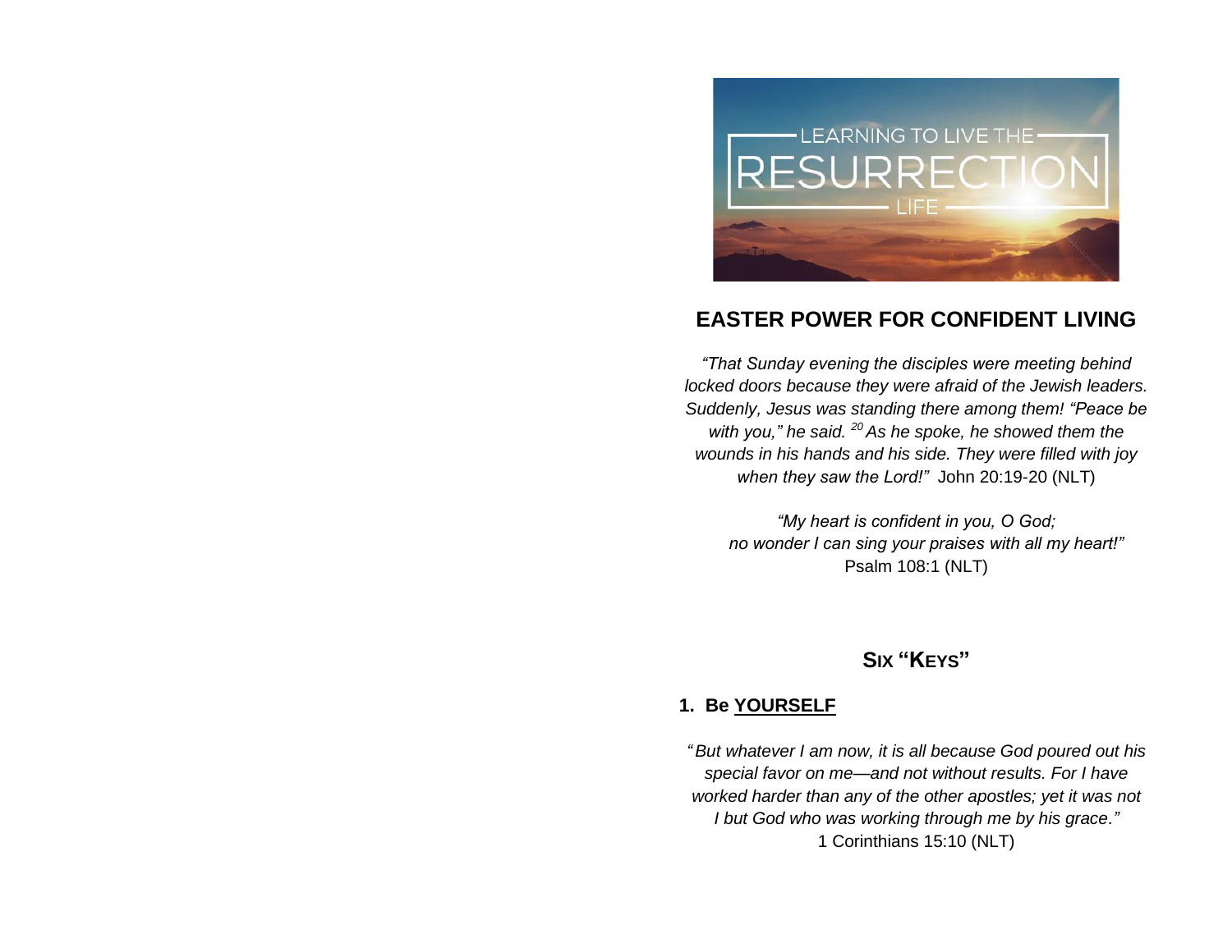LEARNING TO LIVE THE RESURRECTION LIFE

## EASTER POWER FOR CONFIDENT LIVING

*"That Sunday evening the disciples were meeting behind locked doors because they were afraid of the Jewish leaders. Suddenly, Jesus was standing there among them! "Peace be with you," he said. [20] As he spoke, he showed them the wounds in his hands and his side. They were filled with joy when they saw the Lord!"* John 20:19-20 (NLT)

*"My heart is confident in you, O God;*
*no wonder I can sing your praises with all my heart!"*
Psalm 108:1 (NLT)

### SIX "KEYS"

**1. Be <u>YOURSELF</u>**

*"But whatever I am now, it is all because God poured out his special favor on me—and not without results. For I have worked harder than any of the other apostles; yet it was not I but God who was working through me by his grace."*
1 Corinthians 15:10 (NLT)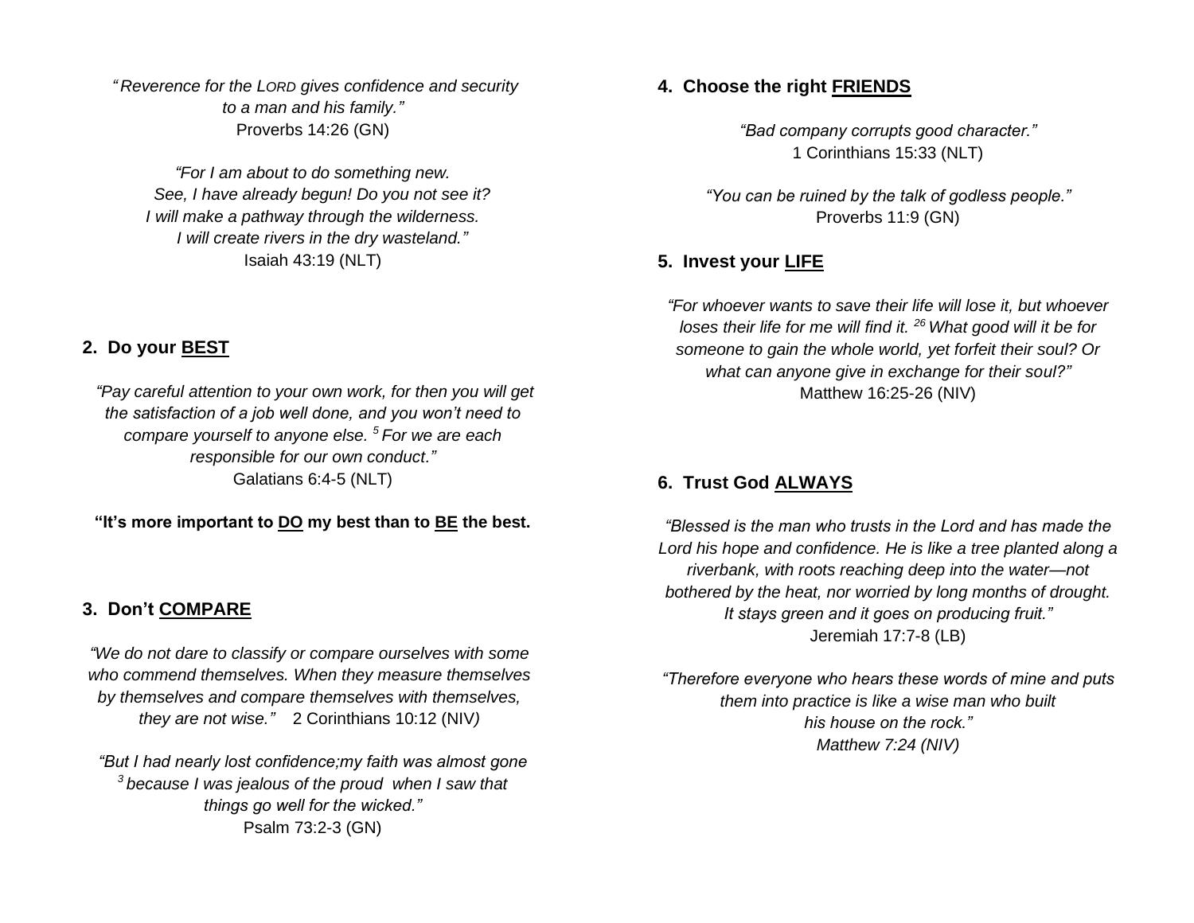*"Reverence for the LORD gives confidence and security to a man and his family."*
Proverbs 14:26 (GN)

*"For I am about to do something new.*
*See, I have already begun! Do you not see it?*
*I will make a pathway through the wilderness.*
*I will create rivers in the dry wasteland."*
Isaiah 43:19 (NLT)

## 2. Do your <u>BEST</u>

*"Pay careful attention to your own work, for then you will get the satisfaction of a job well done, and you won't need to compare yourself to anyone else. [5] For we are each responsible for our own conduct."*
Galatians 6:4-5 (NLT)

**"It's more important to <u>DO</u> my best than to <u>BE</u> the best.**

## 3. Don't <u>COMPARE</u>

*"We do not dare to classify or compare ourselves with some who commend themselves. When they measure themselves by themselves and compare themselves with themselves, they are not wise."* 2 Corinthians 10:12 (NIV)

*"But I had nearly lost confidence;my faith was almost gone [3] because I was jealous of the proud when I saw that things go well for the wicked."*
Psalm 73:2-3 (GN)

## 4. Choose the right <u>FRIENDS</u>

*"Bad company corrupts good character."*
1 Corinthians 15:33 (NLT)

*"You can be ruined by the talk of godless people."*
Proverbs 11:9 (GN)

## 5. Invest your <u>LIFE</u>

*"For whoever wants to save their life will lose it, but whoever loses their life for me will find it. [26] What good will it be for someone to gain the whole world, yet forfeit their soul? Or what can anyone give in exchange for their soul?"*
Matthew 16:25-26 (NIV)

## 6. Trust God <u>ALWAYS</u>

*"Blessed is the man who trusts in the Lord and has made the Lord his hope and confidence. He is like a tree planted along a riverbank, with roots reaching deep into the water—not bothered by the heat, nor worried by long months of drought. It stays green and it goes on producing fruit."*
Jeremiah 17:7-8 (LB)

*"Therefore everyone who hears these words of mine and puts them into practice is like a wise man who built his house on the rock."*
*Matthew 7:24 (NIV)*